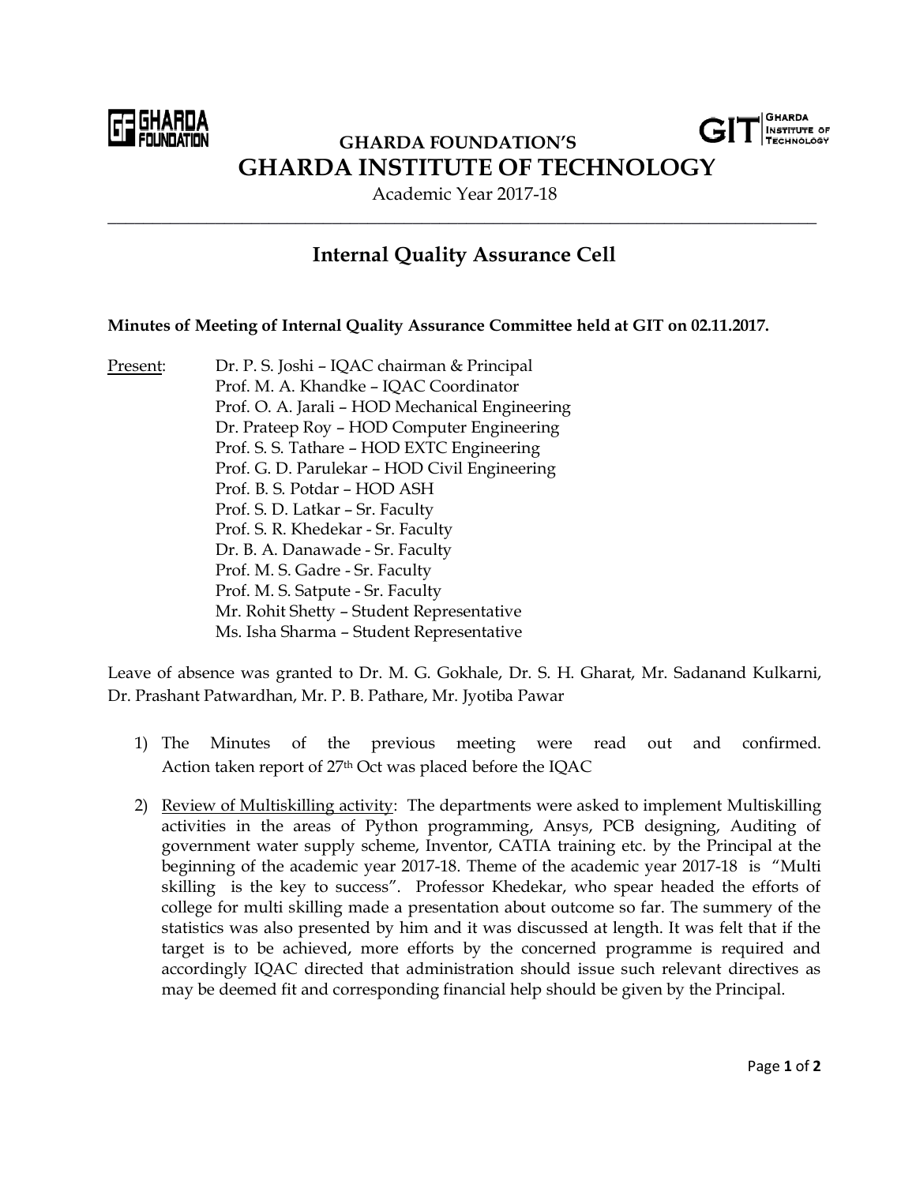GHARDA FOUNDATION'S

# GHARDA INSTITUTE OF TECHNOLOGY

Academic Year 2017-18

---

## Internal Quality Assurance Cell

**Minutes of Meeting of Internal Quality Assurance Committee held at GIT on 02.11.2017.**

Present:
- Dr. P. S. Joshi – IQAC chairman & Principal
- Prof. M. A. Khandke – IQAC Coordinator
- Prof. O. A. Jarali – HOD Mechanical Engineering
- Dr. Prateep Roy – HOD Computer Engineering
- Prof. S. S. Tathare – HOD EXTC Engineering
- Prof. G. D. Parulekar – HOD Civil Engineering
- Prof. B. S. Potdar – HOD ASH
- Prof. S. D. Latkar – Sr. Faculty
- Prof. S. R. Khedekar - Sr. Faculty
- Dr. B. A. Danawade - Sr. Faculty
- Prof. M. S. Gadre - Sr. Faculty
- Prof. M. S. Satpute - Sr. Faculty
- Mr. Rohit Shetty – Student Representative
- Ms. Isha Sharma – Student Representative

Leave of absence was granted to Dr. M. G. Gokhale, Dr. S. H. Gharat, Mr. Sadanand Kulkarni, Dr. Prashant Patwardhan, Mr. P. B. Pathare, Mr. Jyotiba Pawar

1) The Minutes of the previous meeting were read out and confirmed. Action taken report of 27th Oct was placed before the IQAC

2) Review of Multiskilling activity: The departments were asked to implement Multiskilling activities in the areas of Python programming, Ansys, PCB designing, Auditing of government water supply scheme, Inventor, CATIA training etc. by the Principal at the beginning of the academic year 2017-18. Theme of the academic year 2017-18 is "Multi skilling is the key to success". Professor Khedekar, who spear headed the efforts of college for multi skilling made a presentation about outcome so far. The summery of the statistics was also presented by him and it was discussed at length. It was felt that if the target is to be achieved, more efforts by the concerned programme is required and accordingly IQAC directed that administration should issue such relevant directives as may be deemed fit and corresponding financial help should be given by the Principal.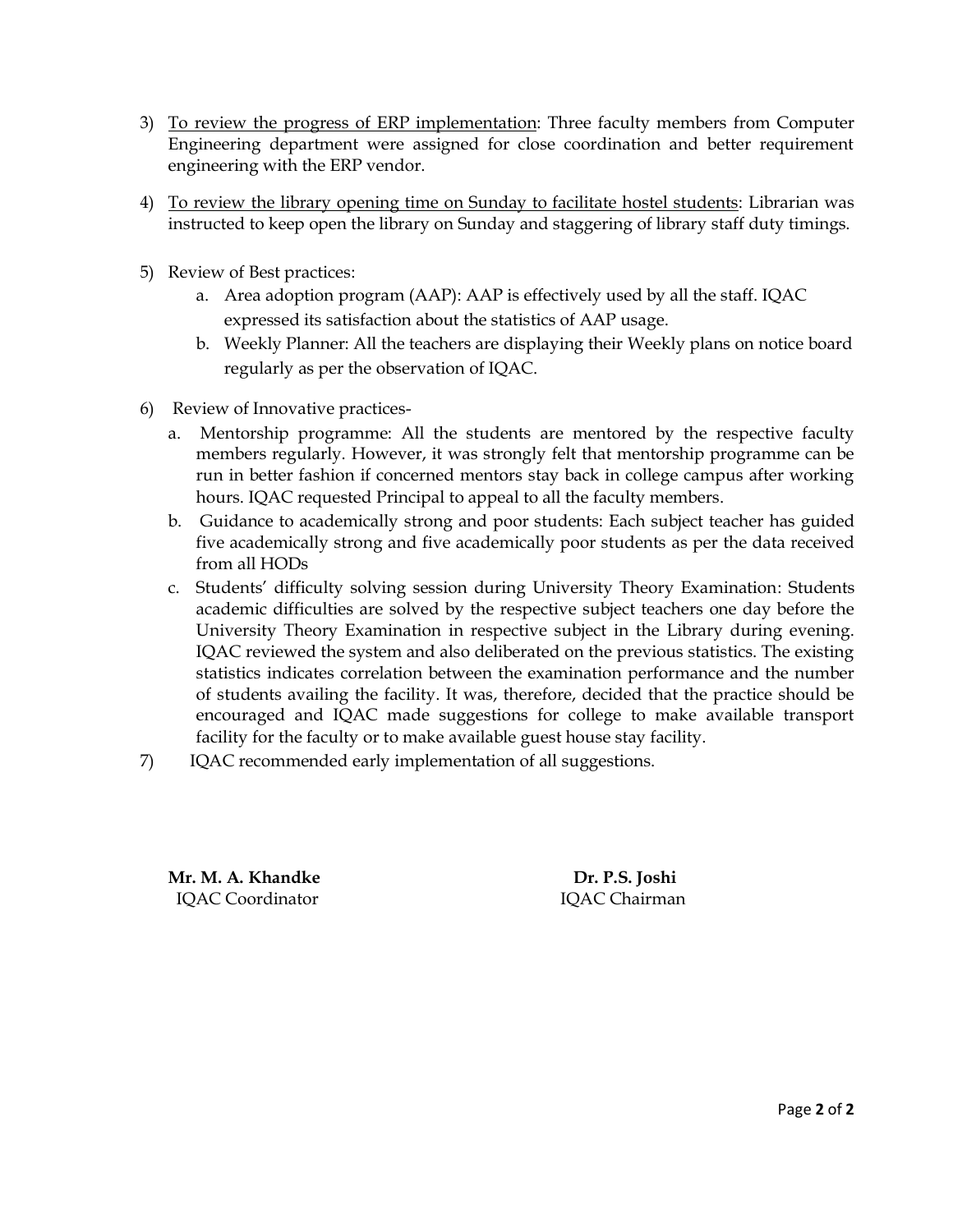3) <u>To review the progress of ERP implementation</u>: Three faculty members from Computer Engineering department were assigned for close coordination and better requirement engineering with the ERP vendor.

4) <u>To review the library opening time on Sunday to facilitate hostel students</u>: Librarian was instructed to keep open the library on Sunday and staggering of library staff duty timings.

5) Review of Best practices:
   a. Area adoption program (AAP): AAP is effectively used by all the staff. IQAC expressed its satisfaction about the statistics of AAP usage.
   b. Weekly Planner: All the teachers are displaying their Weekly plans on notice board regularly as per the observation of IQAC.

6) Review of Innovative practices-
   a. Mentorship programme: All the students are mentored by the respective faculty members regularly. However, it was strongly felt that mentorship programme can be run in better fashion if concerned mentors stay back in college campus after working hours. IQAC requested Principal to appeal to all the faculty members.
   b. Guidance to academically strong and poor students: Each subject teacher has guided five academically strong and five academically poor students as per the data received from all HODs
   c. Students' difficulty solving session during University Theory Examination: Students academic difficulties are solved by the respective subject teachers one day before the University Theory Examination in respective subject in the Library during evening. IQAC reviewed the system and also deliberated on the previous statistics. The existing statistics indicates correlation between the examination performance and the number of students availing the facility. It was, therefore, decided that the practice should be encouraged and IQAC made suggestions for college to make available transport facility for the faculty or to make available guest house stay facility.

7) IQAC recommended early implementation of all suggestions.

**Mr. M. A. Khandke**
IQAC Coordinator

**Dr. P.S. Joshi**
IQAC Chairman